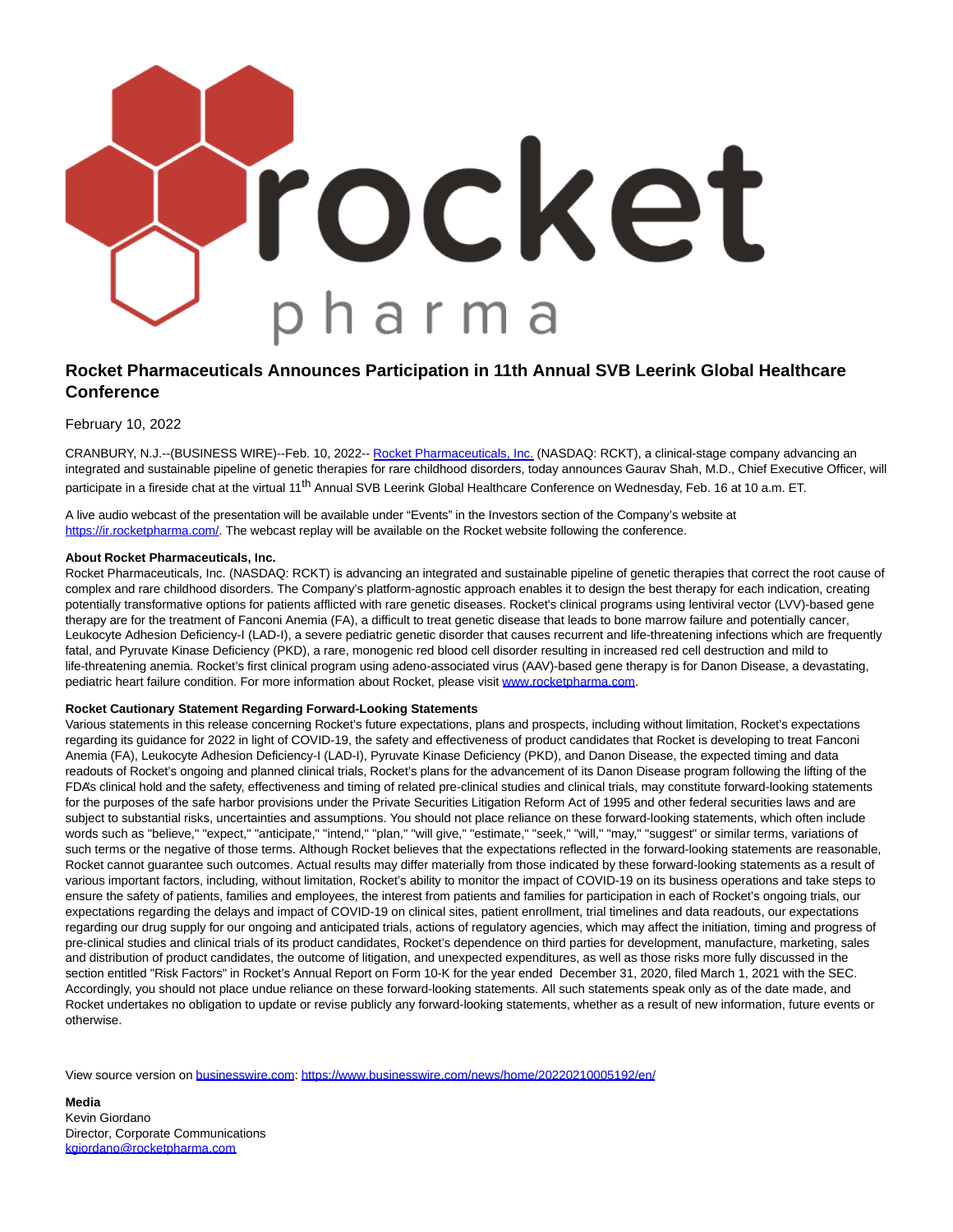# Rocket Pharmaceuticals Announces Participation in 11th Annual SVB Leerink Global Healthcare Conference

February 10, 2022

CRANBURY, N.J.--(BUSINESS WIRE)--Feb. 10, 2022-- Rocket Pharmaceuticals, Inc. (NASDAQ: RCKT), a clinical-stage company advancing an integrated and sustainable pipeline of genetic therapies for rare childhood disorders, today announces Gaurav Shah, M.D., Chief Executive Officer, will participate in a fireside chat at the virtual 11th Annual SVB Leerink Global Healthcare Conference on Wednesday, Feb. 16 at 10 a.m. ET.

A live audio webcast of the presentation will be available under "Events" in the Investors section of the Company's website at https://ir.rocketpharma.com/. The webcast replay will be available on the Rocket website following the conference.

**About Rocket Pharmaceuticals, Inc.**

Rocket Pharmaceuticals, Inc. (NASDAQ: RCKT) is advancing an integrated and sustainable pipeline of genetic therapies that correct the root cause of complex and rare childhood disorders. The Company's platform-agnostic approach enables it to design the best therapy for each indication, creating potentially transformative options for patients afflicted with rare genetic diseases. Rocket's clinical programs using lentiviral vector (LVV)-based gene therapy are for the treatment of Fanconi Anemia (FA), a difficult to treat genetic disease that leads to bone marrow failure and potentially cancer, Leukocyte Adhesion Deficiency-I (LAD-I), a severe pediatric genetic disorder that causes recurrent and life-threatening infections which are frequently fatal, and Pyruvate Kinase Deficiency (PKD), a rare, monogenic red blood cell disorder resulting in increased red cell destruction and mild to life-threatening anemia. Rocket's first clinical program using adeno-associated virus (AAV)-based gene therapy is for Danon Disease, a devastating, pediatric heart failure condition. For more information about Rocket, please visit www.rocketpharma.com.

**Rocket Cautionary Statement Regarding Forward-Looking Statements**

Various statements in this release concerning Rocket's future expectations, plans and prospects, including without limitation, Rocket's expectations regarding its guidance for 2022 in light of COVID-19, the safety and effectiveness of product candidates that Rocket is developing to treat Fanconi Anemia (FA), Leukocyte Adhesion Deficiency-I (LAD-I), Pyruvate Kinase Deficiency (PKD), and Danon Disease, the expected timing and data readouts of Rocket's ongoing and planned clinical trials, Rocket's plans for the advancement of its Danon Disease program following the lifting of the FDA's clinical hold and the safety, effectiveness and timing of related pre-clinical studies and clinical trials, may constitute forward-looking statements for the purposes of the safe harbor provisions under the Private Securities Litigation Reform Act of 1995 and other federal securities laws and are subject to substantial risks, uncertainties and assumptions. You should not place reliance on these forward-looking statements, which often include words such as "believe," "expect," "anticipate," "intend," "plan," "will give," "estimate," "seek," "will," "may," "suggest" or similar terms, variations of such terms or the negative of those terms. Although Rocket believes that the expectations reflected in the forward-looking statements are reasonable, Rocket cannot guarantee such outcomes. Actual results may differ materially from those indicated by these forward-looking statements as a result of various important factors, including, without limitation, Rocket's ability to monitor the impact of COVID-19 on its business operations and take steps to ensure the safety of patients, families and employees, the interest from patients and families for participation in each of Rocket's ongoing trials, our expectations regarding the delays and impact of COVID-19 on clinical sites, patient enrollment, trial timelines and data readouts, our expectations regarding our drug supply for our ongoing and anticipated trials, actions of regulatory agencies, which may affect the initiation, timing and progress of pre-clinical studies and clinical trials of its product candidates, Rocket's dependence on third parties for development, manufacture, marketing, sales and distribution of product candidates, the outcome of litigation, and unexpected expenditures, as well as those risks more fully discussed in the section entitled "Risk Factors" in Rocket's Annual Report on Form 10-K for the year ended December 31, 2020, filed March 1, 2021 with the SEC. Accordingly, you should not place undue reliance on these forward-looking statements. All such statements speak only as of the date made, and Rocket undertakes no obligation to update or revise publicly any forward-looking statements, whether as a result of new information, future events or otherwise.

View source version on businesswire.com: https://www.businesswire.com/news/home/20220210005192/en/

**Media**
Kevin Giordano
Director, Corporate Communications
kgiordano@rocketpharma.com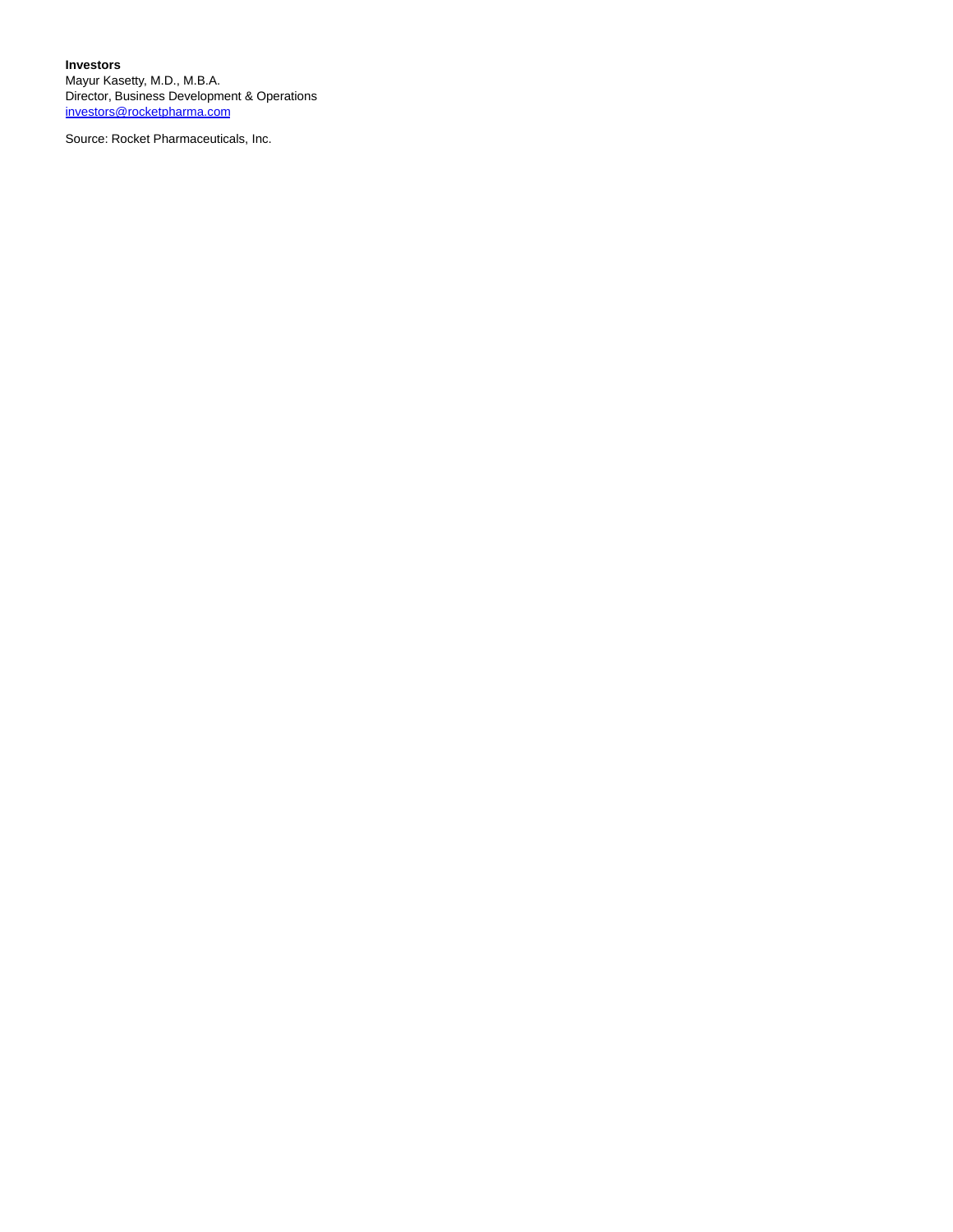**Investors**
Mayur Kasetty, M.D., M.B.A.
Director, Business Development & Operations
investors@rocketpharma.com

Source: Rocket Pharmaceuticals, Inc.